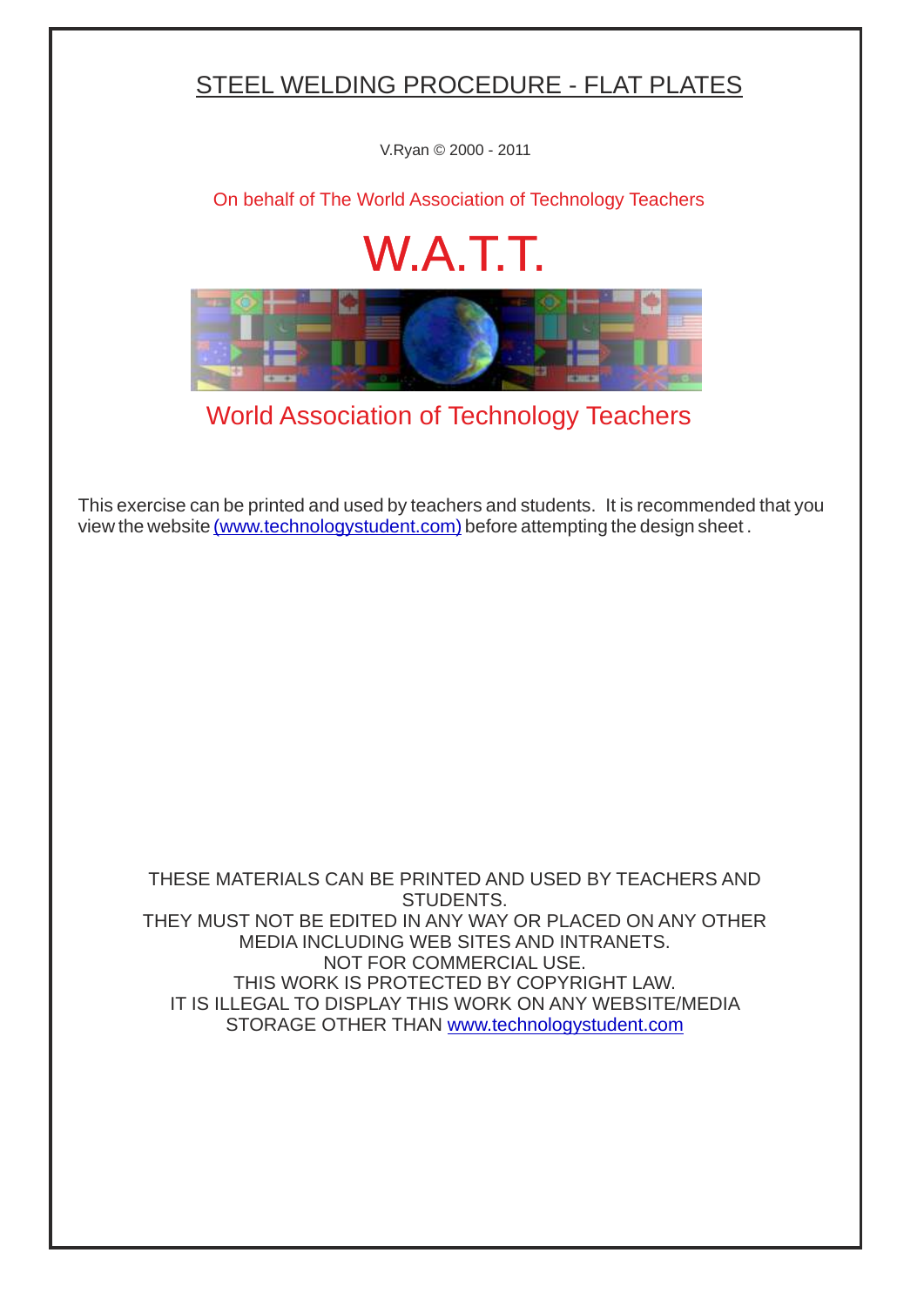# STEEL WELDING PROCEDURE - FLAT PLATES

V.Ryan © 2000 - 2011

On behalf of The World Association of Technology Teachers

## W.A.T.T.

World Association of Technology Teachers

This exercise can be printed and used by teachers and students. It is recommended that you view the website (www.technologystudent.com) before attempting the design sheet .

THESE MATERIALS CAN BE PRINTED AND USED BY TEACHERS AND STUDENTS.
THEY MUST NOT BE EDITED IN ANY WAY OR PLACED ON ANY OTHER MEDIA INCLUDING WEB SITES AND INTRANETS.
NOT FOR COMMERCIAL USE.
THIS WORK IS PROTECTED BY COPYRIGHT LAW.
IT IS ILLEGAL TO DISPLAY THIS WORK ON ANY WEBSITE/MEDIA STORAGE OTHER THAN www.technologystudent.com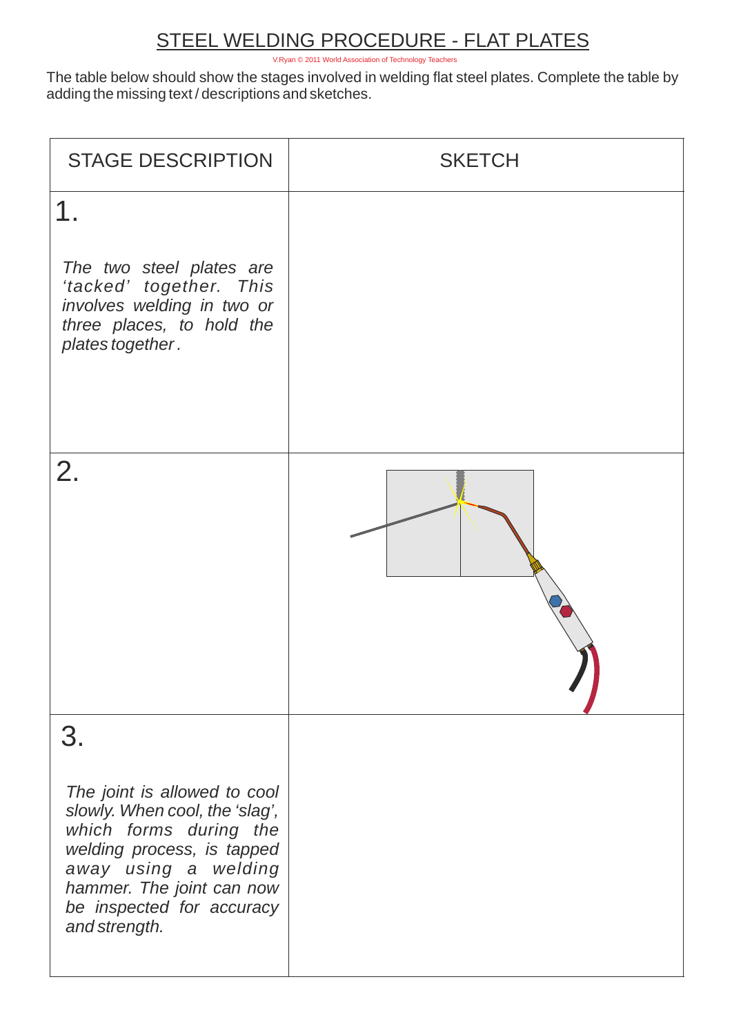# STEEL WELDING PROCEDURE - FLAT PLATES

V.Ryan © 2011 World Association of Technology Teachers

The table below should show the stages involved in welding flat steel plates. Complete the table by adding the missing text / descriptions and sketches.

| STAGE DESCRIPTION | SKETCH |
|---|---|
| 1. *The two steel plates are 'tacked' together. This involves welding in two or three places, to hold the plates together.* | |
| 2. | |
| 3. *The joint is allowed to cool slowly. When cool, the 'slag', which forms during the welding process, is tapped away using a welding hammer. The joint can now be inspected for accuracy and strength.* | |